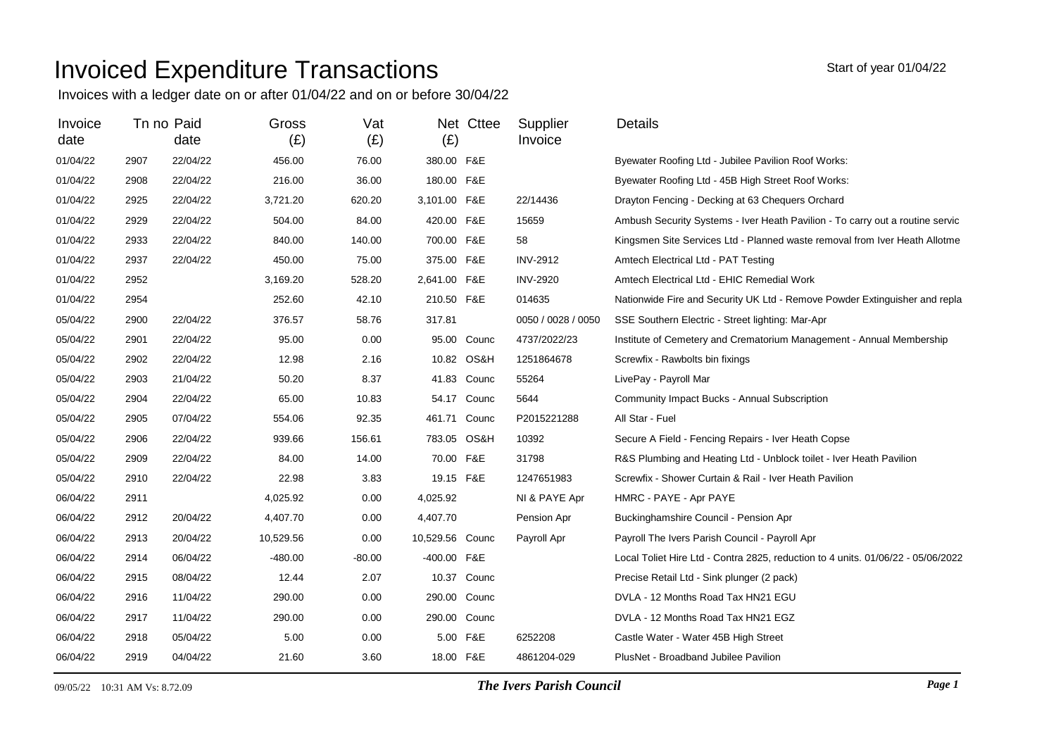# Invoiced Expenditure Transactions

Start of year 01/04/22

Invoices with a ledger date on or after 01/04/22 and on or before 30/04/22

| Invoice date | Tn no | Paid date | Gross (£) | Vat (£) | Net (£) | Cttee | Supplier Invoice | Details |
|---|---|---|---|---|---|---|---|---|
| 01/04/22 | 2907 | 22/04/22 | 456.00 | 76.00 | 380.00 | F&E | | Byewater Roofing Ltd - Jubilee Pavilion Roof Works: |
| 01/04/22 | 2908 | 22/04/22 | 216.00 | 36.00 | 180.00 | F&E | | Byewater Roofing Ltd - 45B High Street Roof Works: |
| 01/04/22 | 2925 | 22/04/22 | 3,721.20 | 620.20 | 3,101.00 | F&E | 22/14436 | Drayton Fencing - Decking at 63 Chequers Orchard |
| 01/04/22 | 2929 | 22/04/22 | 504.00 | 84.00 | 420.00 | F&E | 15659 | Ambush Security Systems - Iver Heath Pavilion - To carry out a routine servic |
| 01/04/22 | 2933 | 22/04/22 | 840.00 | 140.00 | 700.00 | F&E | 58 | Kingsmen Site Services Ltd - Planned waste removal from Iver Heath Allotme |
| 01/04/22 | 2937 | 22/04/22 | 450.00 | 75.00 | 375.00 | F&E | INV-2912 | Amtech Electrical Ltd - PAT Testing |
| 01/04/22 | 2952 | | 3,169.20 | 528.20 | 2,641.00 | F&E | INV-2920 | Amtech Electrical Ltd - EHIC Remedial Work |
| 01/04/22 | 2954 | | 252.60 | 42.10 | 210.50 | F&E | 014635 | Nationwide Fire and Security UK Ltd - Remove Powder Extinguisher and repla |
| 05/04/22 | 2900 | 22/04/22 | 376.57 | 58.76 | 317.81 | | 0050 / 0028 / 0050 | SSE Southern Electric - Street lighting: Mar-Apr |
| 05/04/22 | 2901 | 22/04/22 | 95.00 | 0.00 | 95.00 | Counc | 4737/2022/23 | Institute of Cemetery and Crematorium Management - Annual Membership |
| 05/04/22 | 2902 | 22/04/22 | 12.98 | 2.16 | 10.82 | OS&H | 1251864678 | Screwfix - Rawbolts bin fixings |
| 05/04/22 | 2903 | 21/04/22 | 50.20 | 8.37 | 41.83 | Counc | 55264 | LivePay - Payroll Mar |
| 05/04/22 | 2904 | 22/04/22 | 65.00 | 10.83 | 54.17 | Counc | 5644 | Community Impact Bucks - Annual Subscription |
| 05/04/22 | 2905 | 07/04/22 | 554.06 | 92.35 | 461.71 | Counc | P2015221288 | All Star - Fuel |
| 05/04/22 | 2906 | 22/04/22 | 939.66 | 156.61 | 783.05 | OS&H | 10392 | Secure A Field - Fencing Repairs - Iver Heath Copse |
| 05/04/22 | 2909 | 22/04/22 | 84.00 | 14.00 | 70.00 | F&E | 31798 | R&S Plumbing and Heating Ltd - Unblock toilet - Iver Heath Pavilion |
| 05/04/22 | 2910 | 22/04/22 | 22.98 | 3.83 | 19.15 | F&E | 1247651983 | Screwfix - Shower Curtain & Rail - Iver Heath Pavilion |
| 06/04/22 | 2911 | | 4,025.92 | 0.00 | 4,025.92 | | NI & PAYE Apr | HMRC - PAYE - Apr PAYE |
| 06/04/22 | 2912 | 20/04/22 | 4,407.70 | 0.00 | 4,407.70 | | Pension Apr | Buckinghamshire Council - Pension Apr |
| 06/04/22 | 2913 | 20/04/22 | 10,529.56 | 0.00 | 10,529.56 | Counc | Payroll Apr | Payroll The Ivers Parish Council - Payroll Apr |
| 06/04/22 | 2914 | 06/04/22 | -480.00 | -80.00 | -400.00 | F&E | | Local Toliet Hire Ltd - Contra 2825, reduction to 4 units. 01/06/22 - 05/06/2022 |
| 06/04/22 | 2915 | 08/04/22 | 12.44 | 2.07 | 10.37 | Counc | | Precise Retail Ltd - Sink plunger (2 pack) |
| 06/04/22 | 2916 | 11/04/22 | 290.00 | 0.00 | 290.00 | Counc | | DVLA - 12 Months Road Tax HN21 EGU |
| 06/04/22 | 2917 | 11/04/22 | 290.00 | 0.00 | 290.00 | Counc | | DVLA - 12 Months Road Tax HN21 EGZ |
| 06/04/22 | 2918 | 05/04/22 | 5.00 | 0.00 | 5.00 | F&E | 6252208 | Castle Water - Water 45B High Street |
| 06/04/22 | 2919 | 04/04/22 | 21.60 | 3.60 | 18.00 | F&E | 4861204-029 | PlusNet - Broadband Jubilee Pavilion |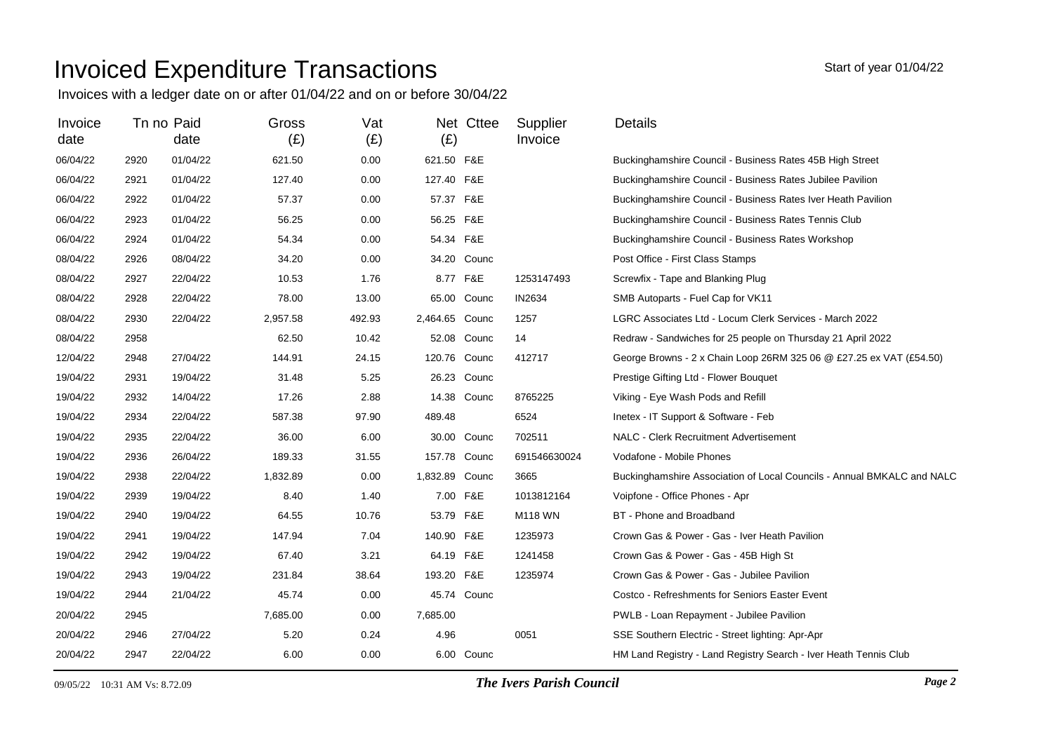# Invoiced Expenditure Transactions

Start of year 01/04/22

Invoices with a ledger date on or after 01/04/22 and on or before 30/04/22

| Invoice date | Tn no | Paid date | Gross (£) | Vat (£) | Net (£) | Cttee | Supplier Invoice | Details |
|---|---|---|---|---|---|---|---|---|
| 06/04/22 | 2920 | 01/04/22 | 621.50 | 0.00 | 621.50 | F&E | | Buckinghamshire Council - Business Rates 45B High Street |
| 06/04/22 | 2921 | 01/04/22 | 127.40 | 0.00 | 127.40 | F&E | | Buckinghamshire Council - Business Rates Jubilee Pavilion |
| 06/04/22 | 2922 | 01/04/22 | 57.37 | 0.00 | 57.37 | F&E | | Buckinghamshire Council - Business Rates Iver Heath Pavilion |
| 06/04/22 | 2923 | 01/04/22 | 56.25 | 0.00 | 56.25 | F&E | | Buckinghamshire Council - Business Rates Tennis Club |
| 06/04/22 | 2924 | 01/04/22 | 54.34 | 0.00 | 54.34 | F&E | | Buckinghamshire Council - Business Rates Workshop |
| 08/04/22 | 2926 | 08/04/22 | 34.20 | 0.00 | 34.20 | Counc | | Post Office - First Class Stamps |
| 08/04/22 | 2927 | 22/04/22 | 10.53 | 1.76 | 8.77 | F&E | 1253147493 | Screwfix - Tape and Blanking Plug |
| 08/04/22 | 2928 | 22/04/22 | 78.00 | 13.00 | 65.00 | Counc | IN2634 | SMB Autoparts - Fuel Cap for VK11 |
| 08/04/22 | 2930 | 22/04/22 | 2,957.58 | 492.93 | 2,464.65 | Counc | 1257 | LGRC Associates Ltd - Locum Clerk Services - March 2022 |
| 08/04/22 | 2958 | | 62.50 | 10.42 | 52.08 | Counc | 14 | Redraw - Sandwiches for 25 people on Thursday 21 April 2022 |
| 12/04/22 | 2948 | 27/04/22 | 144.91 | 24.15 | 120.76 | Counc | 412717 | George Browns - 2 x Chain Loop 26RM 325 06 @ £27.25 ex VAT (£54.50) |
| 19/04/22 | 2931 | 19/04/22 | 31.48 | 5.25 | 26.23 | Counc | | Prestige Gifting Ltd - Flower Bouquet |
| 19/04/22 | 2932 | 14/04/22 | 17.26 | 2.88 | 14.38 | Counc | 8765225 | Viking - Eye Wash Pods and Refill |
| 19/04/22 | 2934 | 22/04/22 | 587.38 | 97.90 | 489.48 | | 6524 | Inetex - IT Support & Software - Feb |
| 19/04/22 | 2935 | 22/04/22 | 36.00 | 6.00 | 30.00 | Counc | 702511 | NALC - Clerk Recruitment Advertisement |
| 19/04/22 | 2936 | 26/04/22 | 189.33 | 31.55 | 157.78 | Counc | 691546630024 | Vodafone - Mobile Phones |
| 19/04/22 | 2938 | 22/04/22 | 1,832.89 | 0.00 | 1,832.89 | Counc | 3665 | Buckinghamshire Association of Local Councils - Annual BMKALC and NALC |
| 19/04/22 | 2939 | 19/04/22 | 8.40 | 1.40 | 7.00 | F&E | 1013812164 | Voipfone - Office Phones - Apr |
| 19/04/22 | 2940 | 19/04/22 | 64.55 | 10.76 | 53.79 | F&E | M118 WN | BT - Phone and Broadband |
| 19/04/22 | 2941 | 19/04/22 | 147.94 | 7.04 | 140.90 | F&E | 1235973 | Crown Gas & Power - Gas - Iver Heath Pavilion |
| 19/04/22 | 2942 | 19/04/22 | 67.40 | 3.21 | 64.19 | F&E | 1241458 | Crown Gas & Power - Gas - 45B High St |
| 19/04/22 | 2943 | 19/04/22 | 231.84 | 38.64 | 193.20 | F&E | 1235974 | Crown Gas & Power - Gas - Jubilee Pavilion |
| 19/04/22 | 2944 | 21/04/22 | 45.74 | 0.00 | 45.74 | Counc | | Costco - Refreshments for Seniors Easter Event |
| 20/04/22 | 2945 | | 7,685.00 | 0.00 | 7,685.00 | | | PWLB - Loan Repayment - Jubilee Pavilion |
| 20/04/22 | 2946 | 27/04/22 | 5.20 | 0.24 | 4.96 | | 0051 | SSE Southern Electric - Street lighting: Apr-Apr |
| 20/04/22 | 2947 | 22/04/22 | 6.00 | 0.00 | 6.00 | Counc | | HM Land Registry - Land Registry Search - Iver Heath Tennis Club |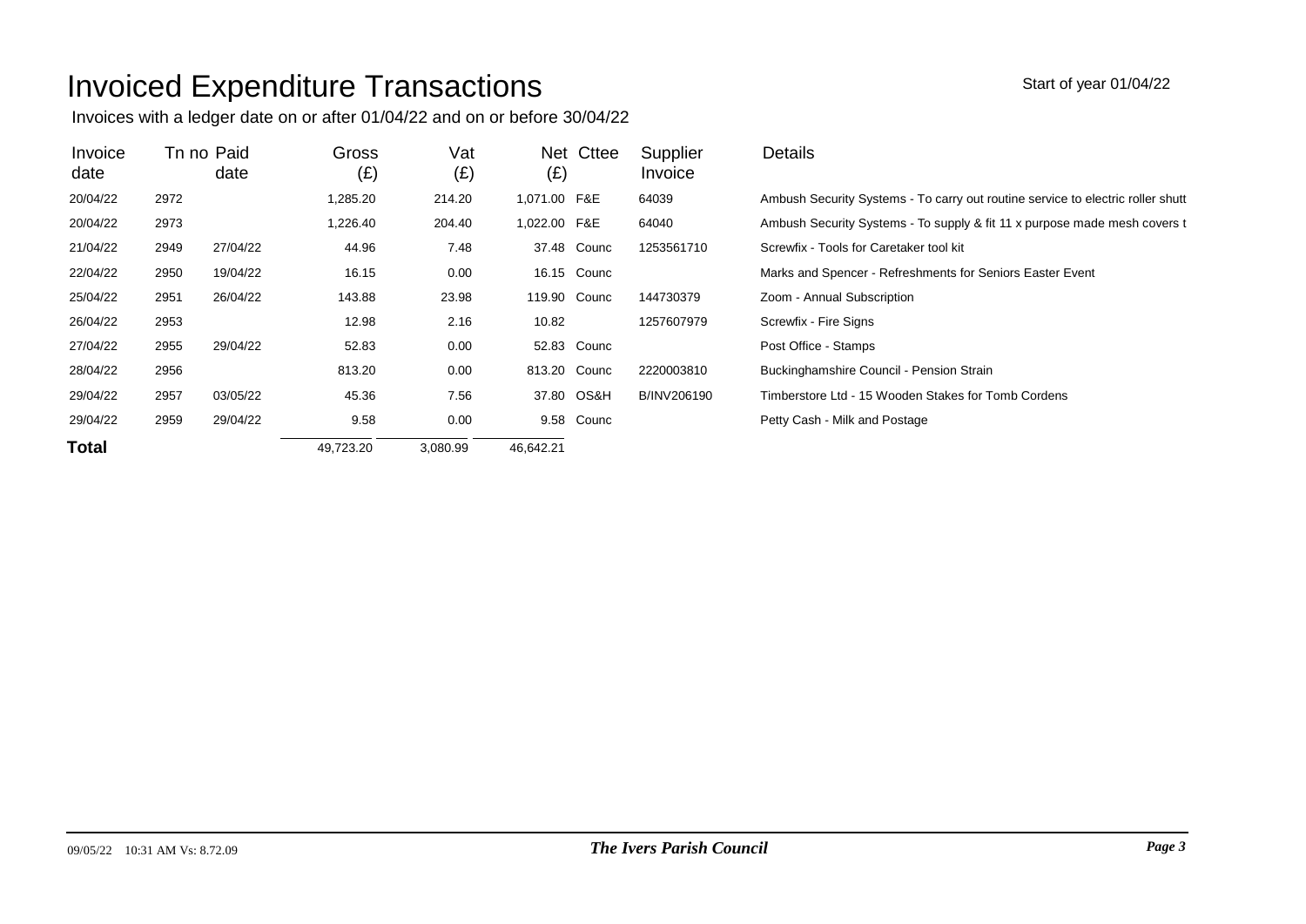# Invoiced Expenditure Transactions

Start of year 01/04/22

Invoices with a ledger date on or after 01/04/22 and on or before 30/04/22

| Invoice date | Tn no | Paid date | Gross (£) | Vat (£) | Net (£) | Cttee | Supplier Invoice | Details |
|---|---|---|---|---|---|---|---|---|
| 20/04/22 | 2972 | | 1,285.20 | 214.20 | 1,071.00 | F&E | 64039 | Ambush Security Systems - To carry out routine service to electric roller shutt |
| 20/04/22 | 2973 | | 1,226.40 | 204.40 | 1,022.00 | F&E | 64040 | Ambush Security Systems - To supply & fit 11 x purpose made mesh covers t |
| 21/04/22 | 2949 | 27/04/22 | 44.96 | 7.48 | 37.48 | Counc | 1253561710 | Screwfix - Tools for Caretaker tool kit |
| 22/04/22 | 2950 | 19/04/22 | 16.15 | 0.00 | 16.15 | Counc | | Marks and Spencer - Refreshments for Seniors Easter Event |
| 25/04/22 | 2951 | 26/04/22 | 143.88 | 23.98 | 119.90 | Counc | 144730379 | Zoom - Annual Subscription |
| 26/04/22 | 2953 | | 12.98 | 2.16 | 10.82 | | 1257607979 | Screwfix - Fire Signs |
| 27/04/22 | 2955 | 29/04/22 | 52.83 | 0.00 | 52.83 | Counc | | Post Office - Stamps |
| 28/04/22 | 2956 | | 813.20 | 0.00 | 813.20 | Counc | 2220003810 | Buckinghamshire Council - Pension Strain |
| 29/04/22 | 2957 | 03/05/22 | 45.36 | 7.56 | 37.80 | OS&H | B/INV206190 | Timberstore Ltd - 15 Wooden Stakes for Tomb Cordens |
| 29/04/22 | 2959 | 29/04/22 | 9.58 | 0.00 | 9.58 | Counc | | Petty Cash - Milk and Postage |
| **Total** | | | 49,723.20 | 3,080.99 | 46,642.21 | | | |

09/05/22 10:31 AM Vs: 8.72.09

***The Ivers Parish Council***